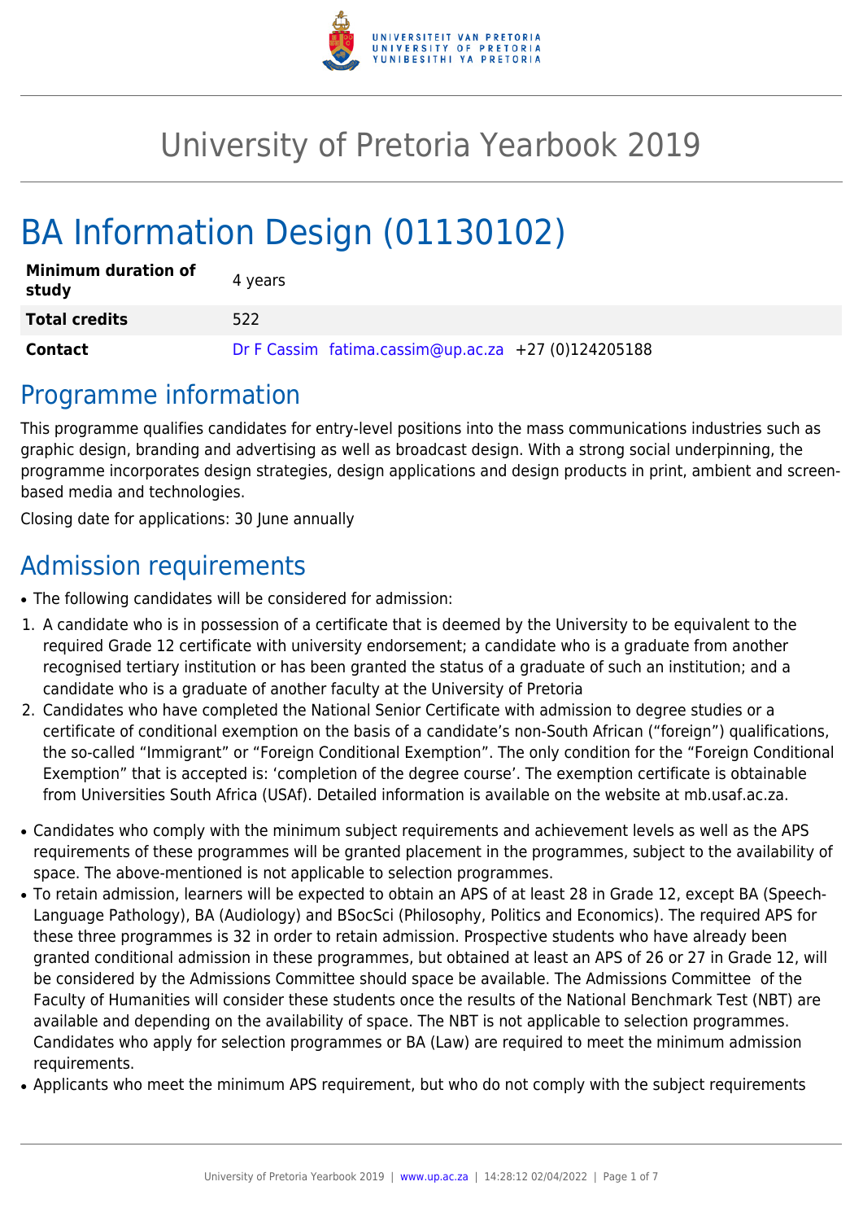# University of Pretoria Yearbook 2019

# BA Information Design (01130102)

| Minimum duration of study | 4 years |
|---|---|
| **Total credits** | 522 |
| **Contact** | Dr F Cassim fatima.cassim@up.ac.za +27 (0)124205188 |

## Programme information

This programme qualifies candidates for entry-level positions into the mass communications industries such as graphic design, branding and advertising as well as broadcast design. With a strong social underpinning, the programme incorporates design strategies, design applications and design products in print, ambient and screen-based media and technologies.

Closing date for applications: 30 June annually

## Admission requirements

- The following candidates will be considered for admission:

1. A candidate who is in possession of a certificate that is deemed by the University to be equivalent to the required Grade 12 certificate with university endorsement; a candidate who is a graduate from another recognised tertiary institution or has been granted the status of a graduate of such an institution; and a candidate who is a graduate of another faculty at the University of Pretoria
2. Candidates who have completed the National Senior Certificate with admission to degree studies or a certificate of conditional exemption on the basis of a candidate's non-South African ("foreign") qualifications, the so-called "Immigrant" or "Foreign Conditional Exemption". The only condition for the "Foreign Conditional Exemption" that is accepted is: 'completion of the degree course'. The exemption certificate is obtainable from Universities South Africa (USAf). Detailed information is available on the website at mb.usaf.ac.za.

- Candidates who comply with the minimum subject requirements and achievement levels as well as the APS requirements of these programmes will be granted placement in the programmes, subject to the availability of space. The above-mentioned is not applicable to selection programmes.
- To retain admission, learners will be expected to obtain an APS of at least 28 in Grade 12, except BA (Speech-Language Pathology), BA (Audiology) and BSocSci (Philosophy, Politics and Economics). The required APS for these three programmes is 32 in order to retain admission. Prospective students who have already been granted conditional admission in these programmes, but obtained at least an APS of 26 or 27 in Grade 12, will be considered by the Admissions Committee should space be available. The Admissions Committee of the Faculty of Humanities will consider these students once the results of the National Benchmark Test (NBT) are available and depending on the availability of space. The NBT is not applicable to selection programmes. Candidates who apply for selection programmes or BA (Law) are required to meet the minimum admission requirements.
- Applicants who meet the minimum APS requirement, but who do not comply with the subject requirements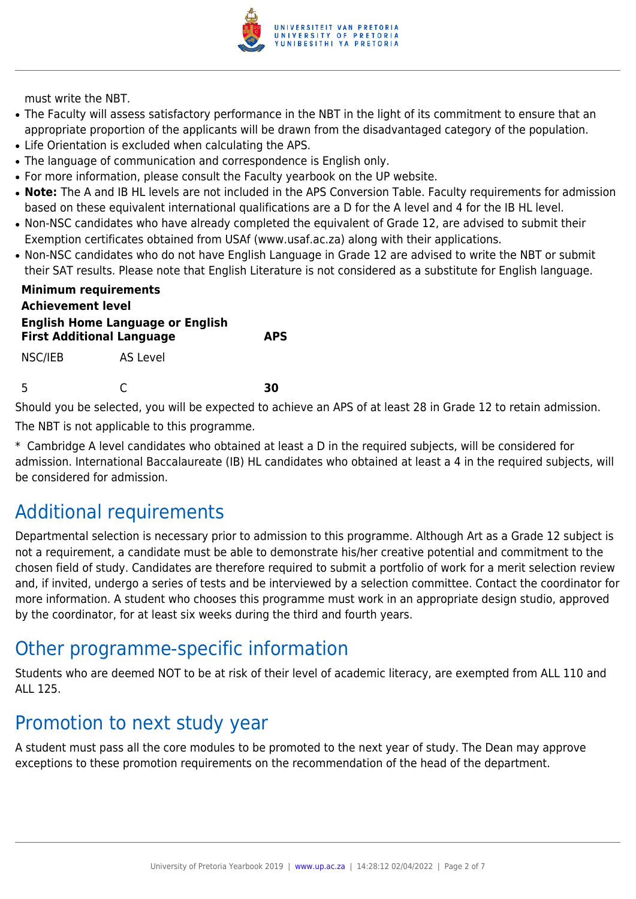must write the NBT.

- The Faculty will assess satisfactory performance in the NBT in the light of its commitment to ensure that an appropriate proportion of the applicants will be drawn from the disadvantaged category of the population.
- Life Orientation is excluded when calculating the APS.
- The language of communication and correspondence is English only.
- For more information, please consult the Faculty yearbook on the UP website.
- **Note:** The A and IB HL levels are not included in the APS Conversion Table. Faculty requirements for admission based on these equivalent international qualifications are a D for the A level and 4 for the IB HL level.
- Non-NSC candidates who have already completed the equivalent of Grade 12, are advised to submit their Exemption certificates obtained from USAf (www.usaf.ac.za) along with their applications.
- Non-NSC candidates who do not have English Language in Grade 12 are advised to write the NBT or submit their SAT results. Please note that English Literature is not considered as a substitute for English language.

| **Minimum requirements** | | |
|---|---|---|
| **Achievement level** | | |
| **English Home Language or English First Additional Language** | | **APS** |
| NSC/IEB | AS Level | |
| 5 | C | **30** |

Should you be selected, you will be expected to achieve an APS of at least 28 in Grade 12 to retain admission.

The NBT is not applicable to this programme.

* Cambridge A level candidates who obtained at least a D in the required subjects, will be considered for admission. International Baccalaureate (IB) HL candidates who obtained at least a 4 in the required subjects, will be considered for admission.

## Additional requirements

Departmental selection is necessary prior to admission to this programme. Although Art as a Grade 12 subject is not a requirement, a candidate must be able to demonstrate his/her creative potential and commitment to the chosen field of study. Candidates are therefore required to submit a portfolio of work for a merit selection review and, if invited, undergo a series of tests and be interviewed by a selection committee. Contact the coordinator for more information. A student who chooses this programme must work in an appropriate design studio, approved by the coordinator, for at least six weeks during the third and fourth years.

## Other programme-specific information

Students who are deemed NOT to be at risk of their level of academic literacy, are exempted from ALL 110 and ALL 125.

## Promotion to next study year

A student must pass all the core modules to be promoted to the next year of study. The Dean may approve exceptions to these promotion requirements on the recommendation of the head of the department.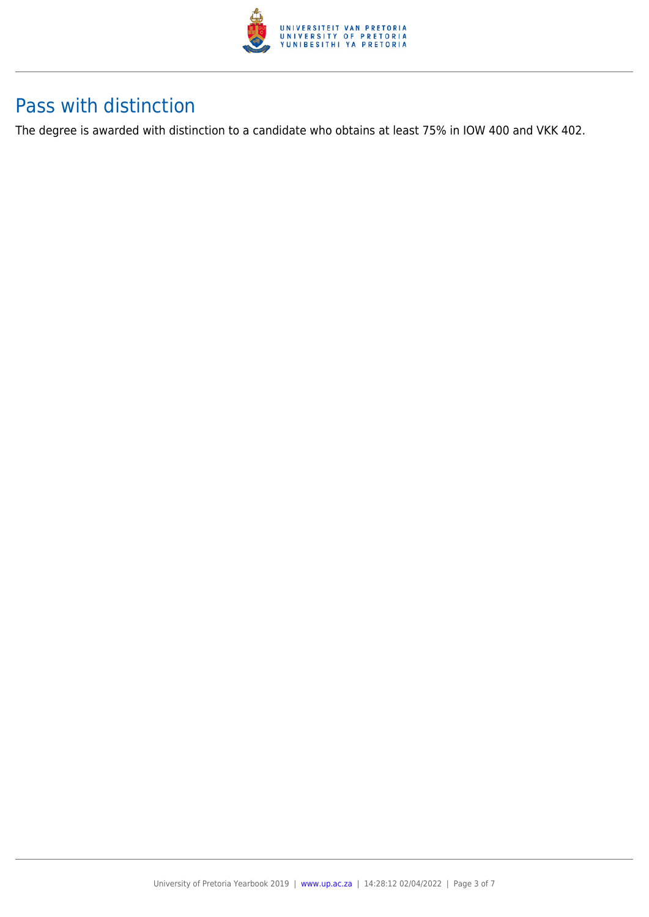## Pass with distinction

The degree is awarded with distinction to a candidate who obtains at least 75% in IOW 400 and VKK 402.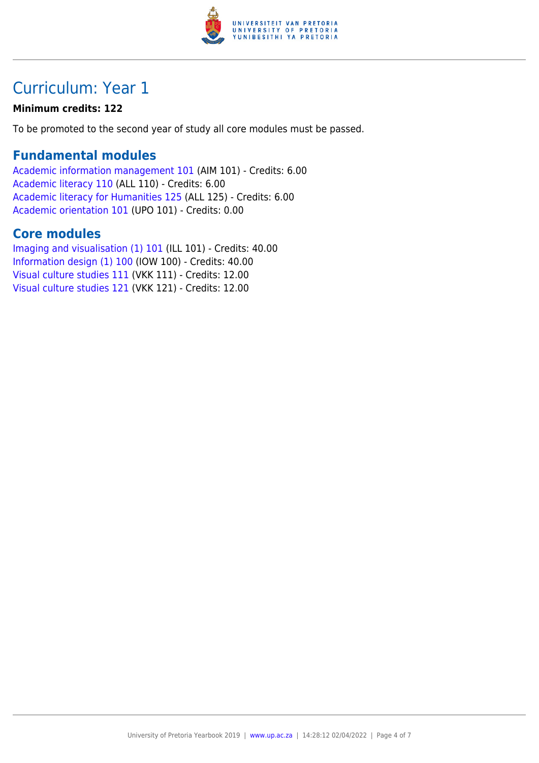# Curriculum: Year 1

**Minimum credits: 122**

To be promoted to the second year of study all core modules must be passed.

## Fundamental modules

Academic information management 101 (AIM 101) - Credits: 6.00
Academic literacy 110 (ALL 110) - Credits: 6.00
Academic literacy for Humanities 125 (ALL 125) - Credits: 6.00
Academic orientation 101 (UPO 101) - Credits: 0.00

## Core modules

Imaging and visualisation (1) 101 (ILL 101) - Credits: 40.00
Information design (1) 100 (IOW 100) - Credits: 40.00
Visual culture studies 111 (VKK 111) - Credits: 12.00
Visual culture studies 121 (VKK 121) - Credits: 12.00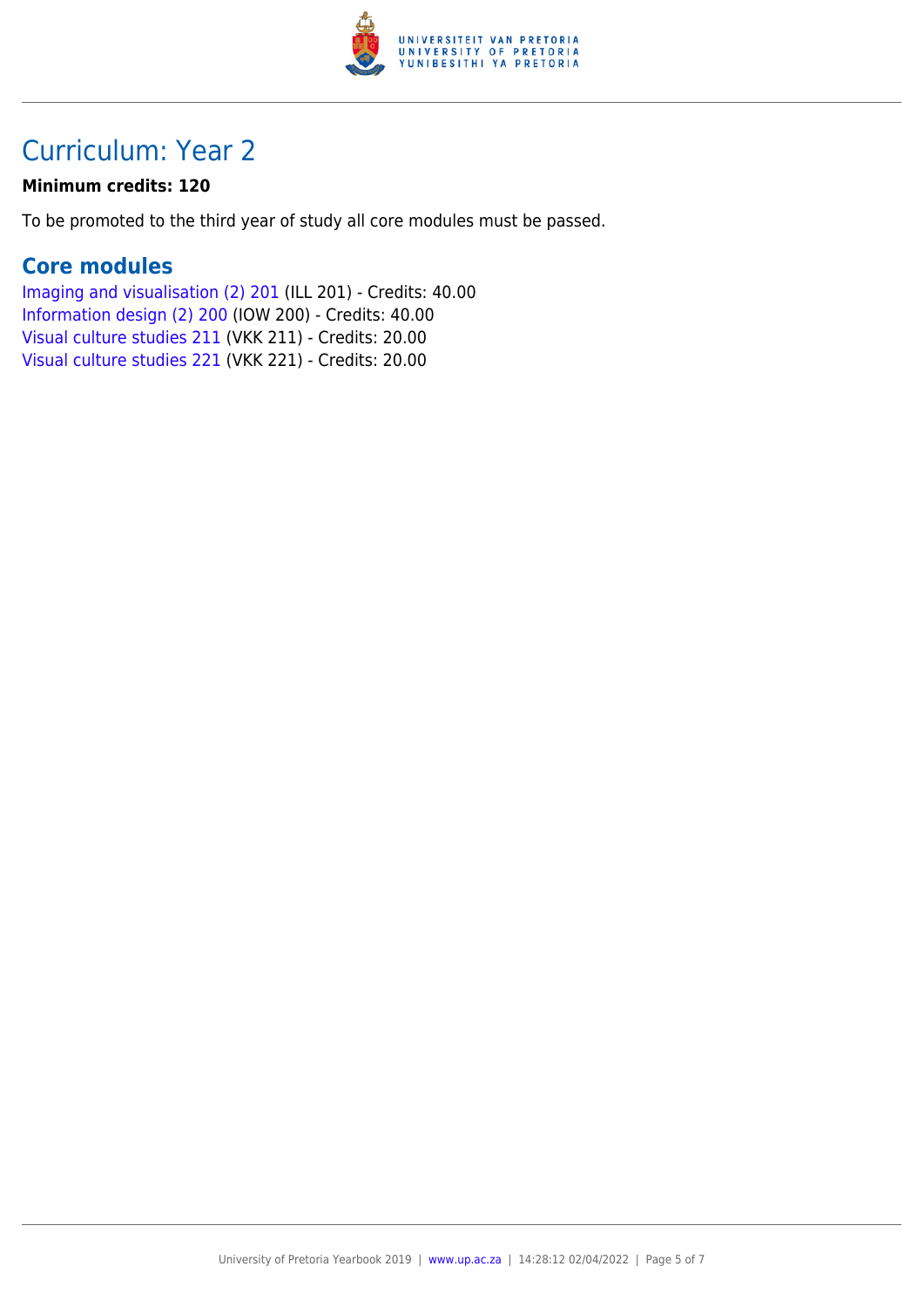# Curriculum: Year 2

**Minimum credits: 120**

To be promoted to the third year of study all core modules must be passed.

## Core modules

Imaging and visualisation (2) 201 (ILL 201) - Credits: 40.00
Information design (2) 200 (IOW 200) - Credits: 40.00
Visual culture studies 211 (VKK 211) - Credits: 20.00
Visual culture studies 221 (VKK 221) - Credits: 20.00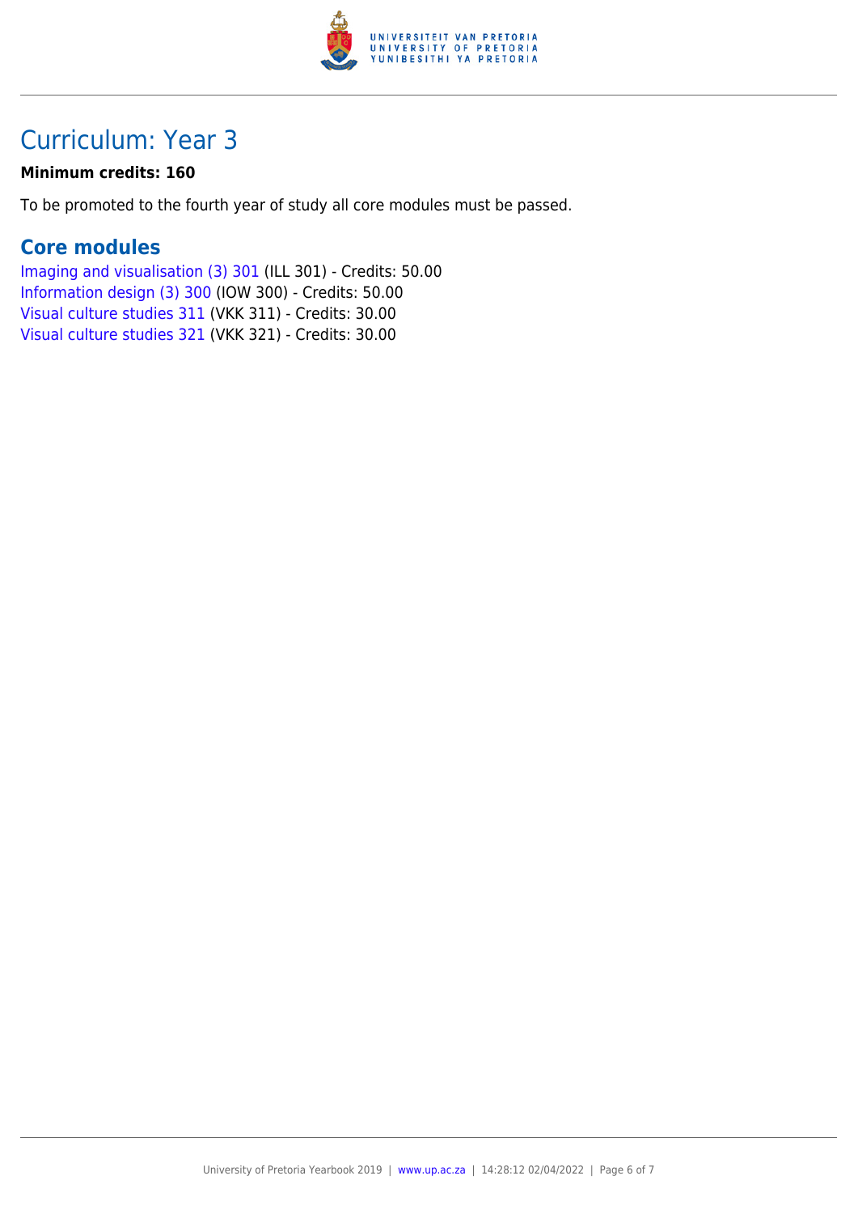# Curriculum: Year 3

**Minimum credits: 160**

To be promoted to the fourth year of study all core modules must be passed.

## Core modules

Imaging and visualisation (3) 301 (ILL 301) - Credits: 50.00
Information design (3) 300 (IOW 300) - Credits: 50.00
Visual culture studies 311 (VKK 311) - Credits: 30.00
Visual culture studies 321 (VKK 321) - Credits: 30.00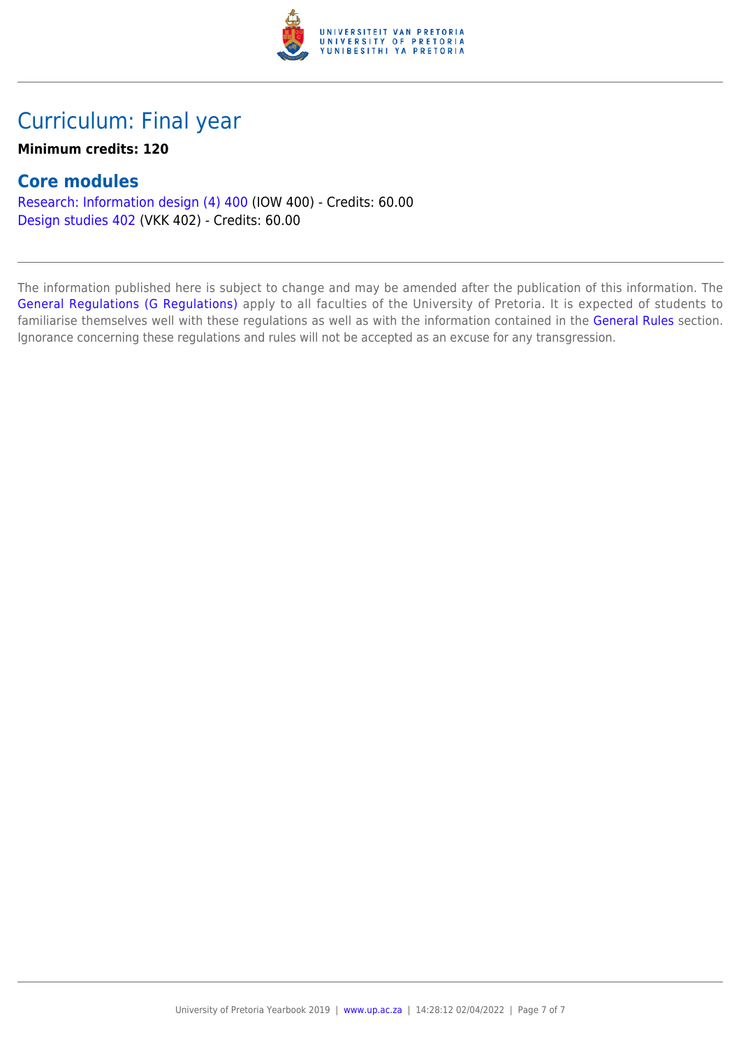## Curriculum: Final year

**Minimum credits: 120**

### Core modules

Research: Information design (4) 400 (IOW 400) - Credits: 60.00
Design studies 402 (VKK 402) - Credits: 60.00

The information published here is subject to change and may be amended after the publication of this information. The General Regulations (G Regulations) apply to all faculties of the University of Pretoria. It is expected of students to familiarise themselves well with these regulations as well as with the information contained in the General Rules section. Ignorance concerning these regulations and rules will not be accepted as an excuse for any transgression.